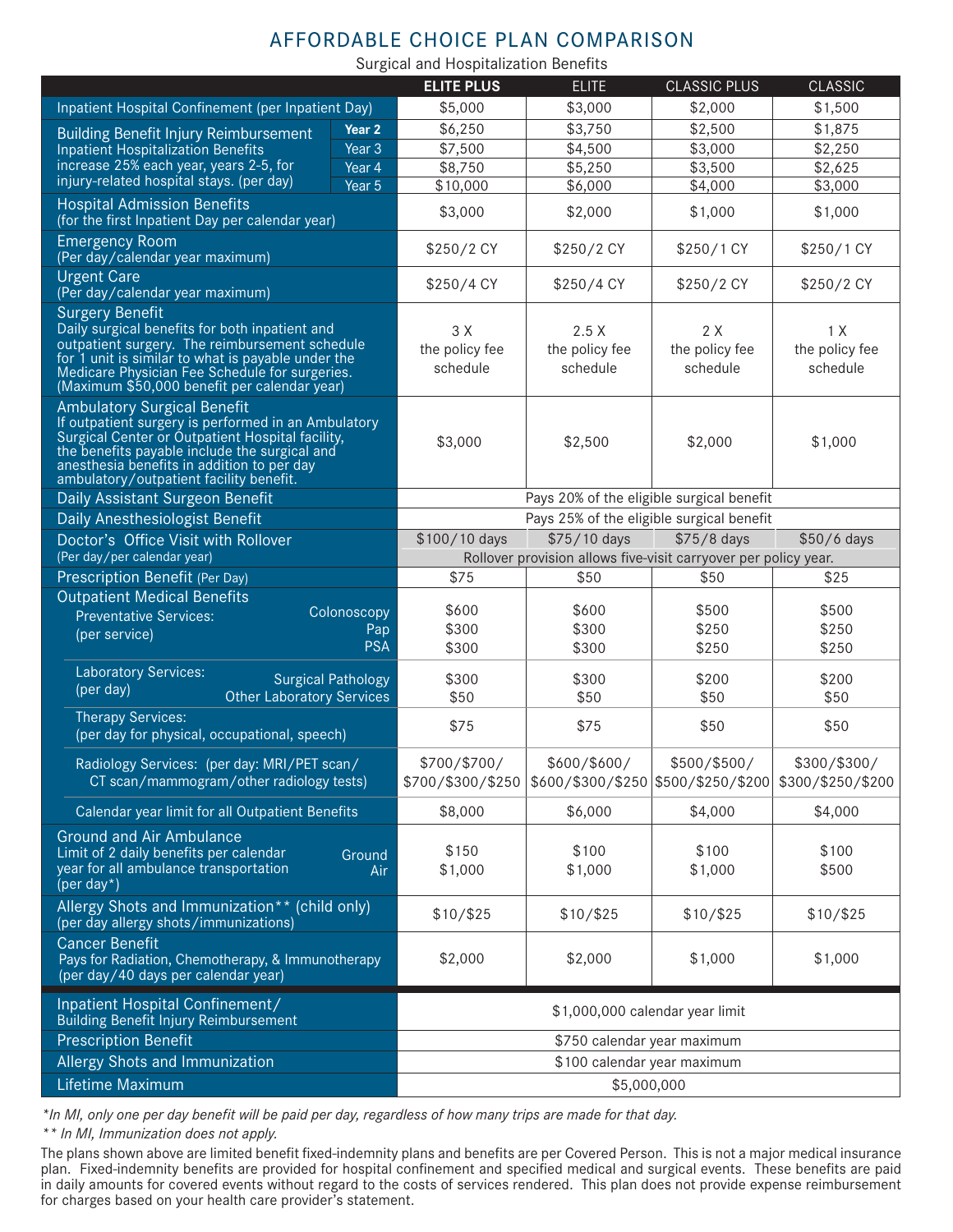# AFFORDABLE CHOICE PLAN COMPARISON

Surgical and Hospitalization Benefits

| | | ELITE PLUS | ELITE | CLASSIC PLUS | CLASSIC |
|---|---|---|---|---|---|
| Inpatient Hospital Confinement (per Inpatient Day) | | $5,000 | $3,000 | $2,000 | $1,500 |
| Building Benefit Injury Reimbursement Inpatient Hospitalization Benefits increase 25% each year, years 2-5, for injury-related hospital stays. (per day) | Year 2 | $6,250 | $3,750 | $2,500 | $1,875 |
| | Year 3 | $7,500 | $4,500 | $3,000 | $2,250 |
| | Year 4 | $8,750 | $5,250 | $3,500 | $2,625 |
| | Year 5 | $10,000 | $6,000 | $4,000 | $3,000 |
| Hospital Admission Benefits (for the first Inpatient Day per calendar year) | | $3,000 | $2,000 | $1,000 | $1,000 |
| Emergency Room (Per day/calendar year maximum) | | $250/2 CY | $250/2 CY | $250/1 CY | $250/1 CY |
| Urgent Care (Per day/calendar year maximum) | | $250/4 CY | $250/4 CY | $250/2 CY | $250/2 CY |
| Surgery Benefit Daily surgical benefits for both inpatient and outpatient surgery. The reimbursement schedule for 1 unit is similar to what is payable under the Medicare Physician Fee Schedule for surgeries. (Maximum $50,000 benefit per calendar year) | | 3 X the policy fee schedule | 2.5 X the policy fee schedule | 2 X the policy fee schedule | 1 X the policy fee schedule |
| Ambulatory Surgical Benefit If outpatient surgery is performed in an Ambulatory Surgical Center or Outpatient Hospital facility, the benefits payable include the surgical and anesthesia benefits in addition to per day ambulatory/outpatient facility benefit. | | $3,000 | $2,500 | $2,000 | $1,000 |
| Daily Assistant Surgeon Benefit | | Pays 20% of the eligible surgical benefit | | | |
| Daily Anesthesiologist Benefit | | Pays 25% of the eligible surgical benefit | | | |
| Doctor's Office Visit with Rollover (Per day/per calendar year) | | $100/10 days | $75/10 days | $75/8 days | $50/6 days |
| | | Rollover provision allows five-visit carryover per policy year. | | | |
| Prescription Benefit (Per Day) | | $75 | $50 | $50 | $25 |
| Outpatient Medical Benefits — Preventative Services: (per service) | Colonoscopy | $600 | $600 | $500 | $500 |
| | Pap | $300 | $300 | $250 | $250 |
| | PSA | $300 | $300 | $250 | $250 |
| Laboratory Services: (per day) | Surgical Pathology | $300 | $300 | $200 | $200 |
| | Other Laboratory Services | $50 | $50 | $50 | $50 |
| Therapy Services: (per day for physical, occupational, speech) | | $75 | $75 | $50 | $50 |
| Radiology Services: (per day: MRI/PET scan/CT scan/mammogram/other radiology tests) | | $700/$700/$700/$300/$250 | $600/$600/$600/$300/$250 | $500/$500/$500/$250/$200 | $300/$300/$300/$250/$200 |
| Calendar year limit for all Outpatient Benefits | | $8,000 | $6,000 | $4,000 | $4,000 |
| Ground and Air Ambulance Limit of 2 daily benefits per calendar year for all ambulance transportation (per day*) | Ground | $150 | $100 | $100 | $100 |
| | Air | $1,000 | $1,000 | $1,000 | $500 |
| Allergy Shots and Immunization** (child only) (per day allergy shots/immunizations) | | $10/$25 | $10/$25 | $10/$25 | $10/$25 |
| Cancer Benefit Pays for Radiation, Chemotherapy, & Immunotherapy (per day/40 days per calendar year) | | $2,000 | $2,000 | $1,000 | $1,000 |
| Inpatient Hospital Confinement/ Building Benefit Injury Reimbursement | | $1,000,000 calendar year limit | | | |
| Prescription Benefit | | $750 calendar year maximum | | | |
| Allergy Shots and Immunization | | $100 calendar year maximum | | | |
| Lifetime Maximum | | $5,000,000 | | | |

*\*In MI, only one per day benefit will be paid per day, regardless of how many trips are made for that day.*

*\*\* In MI, Immunization does not apply.*

The plans shown above are limited benefit fixed-indemnity plans and benefits are per Covered Person. This is not a major medical insurance plan. Fixed-indemnity benefits are provided for hospital confinement and specified medical and surgical events. These benefits are paid in daily amounts for covered events without regard to the costs of services rendered. This plan does not provide expense reimbursement for charges based on your health care provider's statement.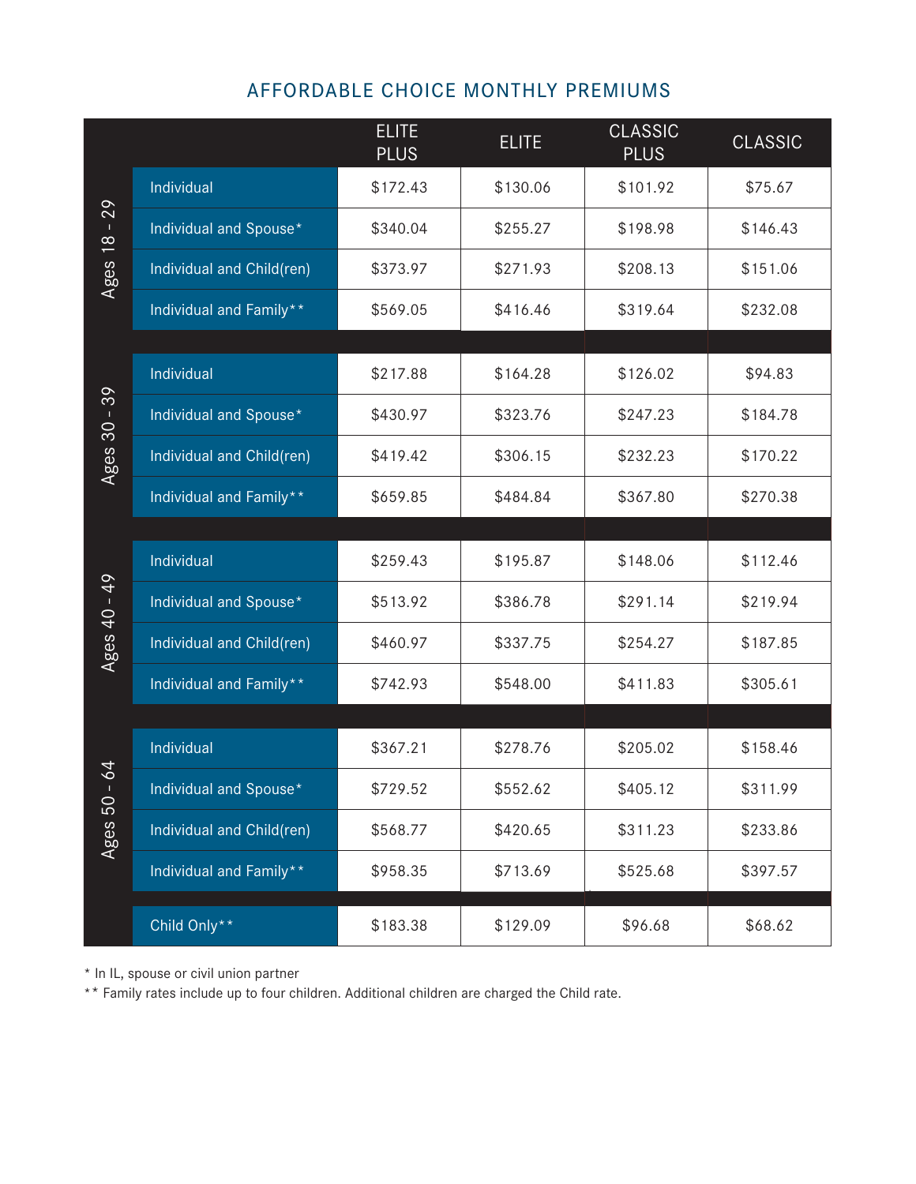## AFFORDABLE CHOICE MONTHLY PREMIUMS

| | | ELITE PLUS | ELITE | CLASSIC PLUS | CLASSIC |
|---|---|---|---|---|---|
| Ages 18 - 29 | Individual | $172.43 | $130.06 | $101.92 | $75.67 |
| | Individual and Spouse* | $340.04 | $255.27 | $198.98 | $146.43 |
| | Individual and Child(ren) | $373.97 | $271.93 | $208.13 | $151.06 |
| | Individual and Family** | $569.05 | $416.46 | $319.64 | $232.08 |
| Ages 30 - 39 | Individual | $217.88 | $164.28 | $126.02 | $94.83 |
| | Individual and Spouse* | $430.97 | $323.76 | $247.23 | $184.78 |
| | Individual and Child(ren) | $419.42 | $306.15 | $232.23 | $170.22 |
| | Individual and Family** | $659.85 | $484.84 | $367.80 | $270.38 |
| Ages 40 - 49 | Individual | $259.43 | $195.87 | $148.06 | $112.46 |
| | Individual and Spouse* | $513.92 | $386.78 | $291.14 | $219.94 |
| | Individual and Child(ren) | $460.97 | $337.75 | $254.27 | $187.85 |
| | Individual and Family** | $742.93 | $548.00 | $411.83 | $305.61 |
| Ages 50 - 64 | Individual | $367.21 | $278.76 | $205.02 | $158.46 |
| | Individual and Spouse* | $729.52 | $552.62 | $405.12 | $311.99 |
| | Individual and Child(ren) | $568.77 | $420.65 | $311.23 | $233.86 |
| | Individual and Family** | $958.35 | $713.69 | $525.68 | $397.57 |
| | Child Only** | $183.38 | $129.09 | $96.68 | $68.62 |

* In IL, spouse or civil union partner

** Family rates include up to four children. Additional children are charged the Child rate.